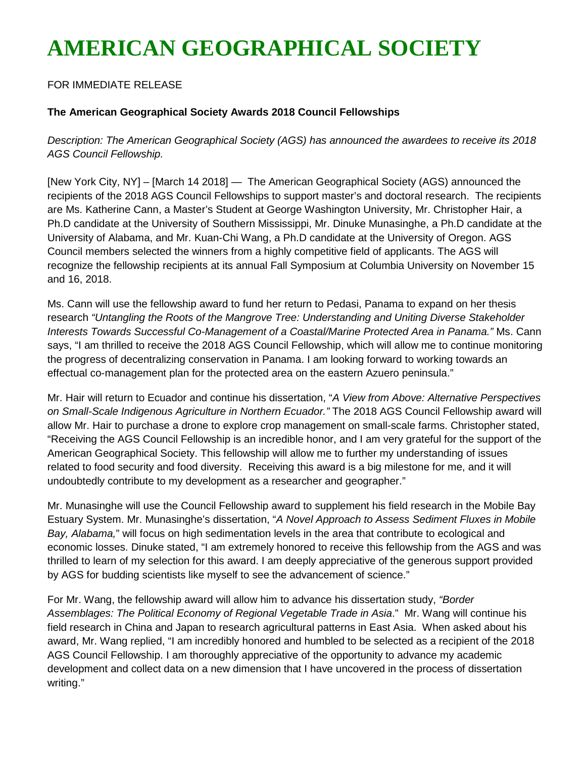# AMERICAN GEOGRAPHICAL SOCIETY

FOR IMMEDIATE RELEASE

**The American Geographical Society Awards 2018 Council Fellowships**

*Description: The American Geographical Society (AGS) has announced the awardees to receive its 2018 AGS Council Fellowship.*

[New York City, NY] – [March 14 2018] — The American Geographical Society (AGS) announced the recipients of the 2018 AGS Council Fellowships to support master's and doctoral research. The recipients are Ms. Katherine Cann, a Master's Student at George Washington University, Mr. Christopher Hair, a Ph.D candidate at the University of Southern Mississippi, Mr. Dinuke Munasinghe, a Ph.D candidate at the University of Alabama, and Mr. Kuan-Chi Wang, a Ph.D candidate at the University of Oregon. AGS Council members selected the winners from a highly competitive field of applicants. The AGS will recognize the fellowship recipients at its annual Fall Symposium at Columbia University on November 15 and 16, 2018.

Ms. Cann will use the fellowship award to fund her return to Pedasi, Panama to expand on her thesis research *"Untangling the Roots of the Mangrove Tree: Understanding and Uniting Diverse Stakeholder Interests Towards Successful Co-Management of a Coastal/Marine Protected Area in Panama."* Ms. Cann says, "I am thrilled to receive the 2018 AGS Council Fellowship, which will allow me to continue monitoring the progress of decentralizing conservation in Panama. I am looking forward to working towards an effectual co-management plan for the protected area on the eastern Azuero peninsula."

Mr. Hair will return to Ecuador and continue his dissertation, "*A View from Above: Alternative Perspectives on Small-Scale Indigenous Agriculture in Northern Ecuador."* The 2018 AGS Council Fellowship award will allow Mr. Hair to purchase a drone to explore crop management on small-scale farms. Christopher stated, "Receiving the AGS Council Fellowship is an incredible honor, and I am very grateful for the support of the American Geographical Society. This fellowship will allow me to further my understanding of issues related to food security and food diversity. Receiving this award is a big milestone for me, and it will undoubtedly contribute to my development as a researcher and geographer."

Mr. Munasinghe will use the Council Fellowship award to supplement his field research in the Mobile Bay Estuary System. Mr. Munasinghe's dissertation, "*A Novel Approach to Assess Sediment Fluxes in Mobile Bay, Alabama,*" will focus on high sedimentation levels in the area that contribute to ecological and economic losses. Dinuke stated, "I am extremely honored to receive this fellowship from the AGS and was thrilled to learn of my selection for this award. I am deeply appreciative of the generous support provided by AGS for budding scientists like myself to see the advancement of science."

For Mr. Wang, the fellowship award will allow him to advance his dissertation study, *"Border Assemblages: The Political Economy of Regional Vegetable Trade in Asia*." Mr. Wang will continue his field research in China and Japan to research agricultural patterns in East Asia. When asked about his award, Mr. Wang replied, "I am incredibly honored and humbled to be selected as a recipient of the 2018 AGS Council Fellowship. I am thoroughly appreciative of the opportunity to advance my academic development and collect data on a new dimension that I have uncovered in the process of dissertation writing."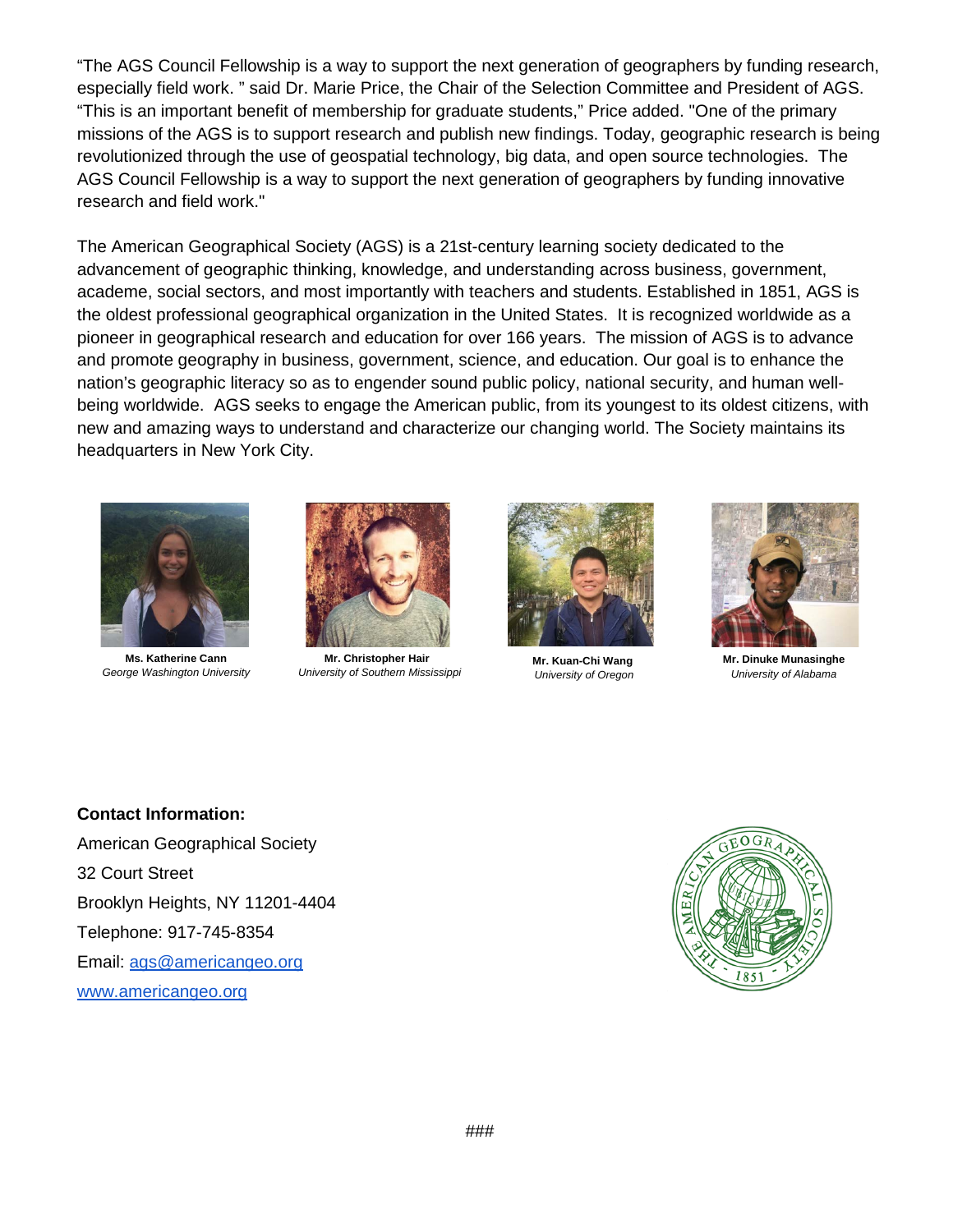“The AGS Council Fellowship is a way to support the next generation of geographers by funding research, especially field work. ” said Dr. Marie Price, the Chair of the Selection Committee and President of AGS. “This is an important benefit of membership for graduate students,” Price added. "One of the primary missions of the AGS is to support research and publish new findings. Today, geographic research is being revolutionized through the use of geospatial technology, big data, and open source technologies. The AGS Council Fellowship is a way to support the next generation of geographers by funding innovative research and field work."

The American Geographical Society (AGS) is a 21st-century learning society dedicated to the advancement of geographic thinking, knowledge, and understanding across business, government, academe, social sectors, and most importantly with teachers and students. Established in 1851, AGS is the oldest professional geographical organization in the United States. It is recognized worldwide as a pioneer in geographical research and education for over 166 years. The mission of AGS is to advance and promote geography in business, government, science, and education. Our goal is to enhance the nation’s geographic literacy so as to engender sound public policy, national security, and human well-being worldwide. AGS seeks to engage the American public, from its youngest to its oldest citizens, with new and amazing ways to understand and characterize our changing world. The Society maintains its headquarters in New York City.

**Ms. Katherine Cann**
*George Washington University*

**Mr. Christopher Hair**
*University of Southern Mississippi*

**Mr. Kuan-Chi Wang**
*University of Oregon*

**Mr. Dinuke Munasinghe**
*University of Alabama*

**Contact Information:**

American Geographical Society
32 Court Street
Brooklyn Heights, NY 11201-4404
Telephone: 917-745-8354
Email: ags@americangeo.org
www.americangeo.org

###